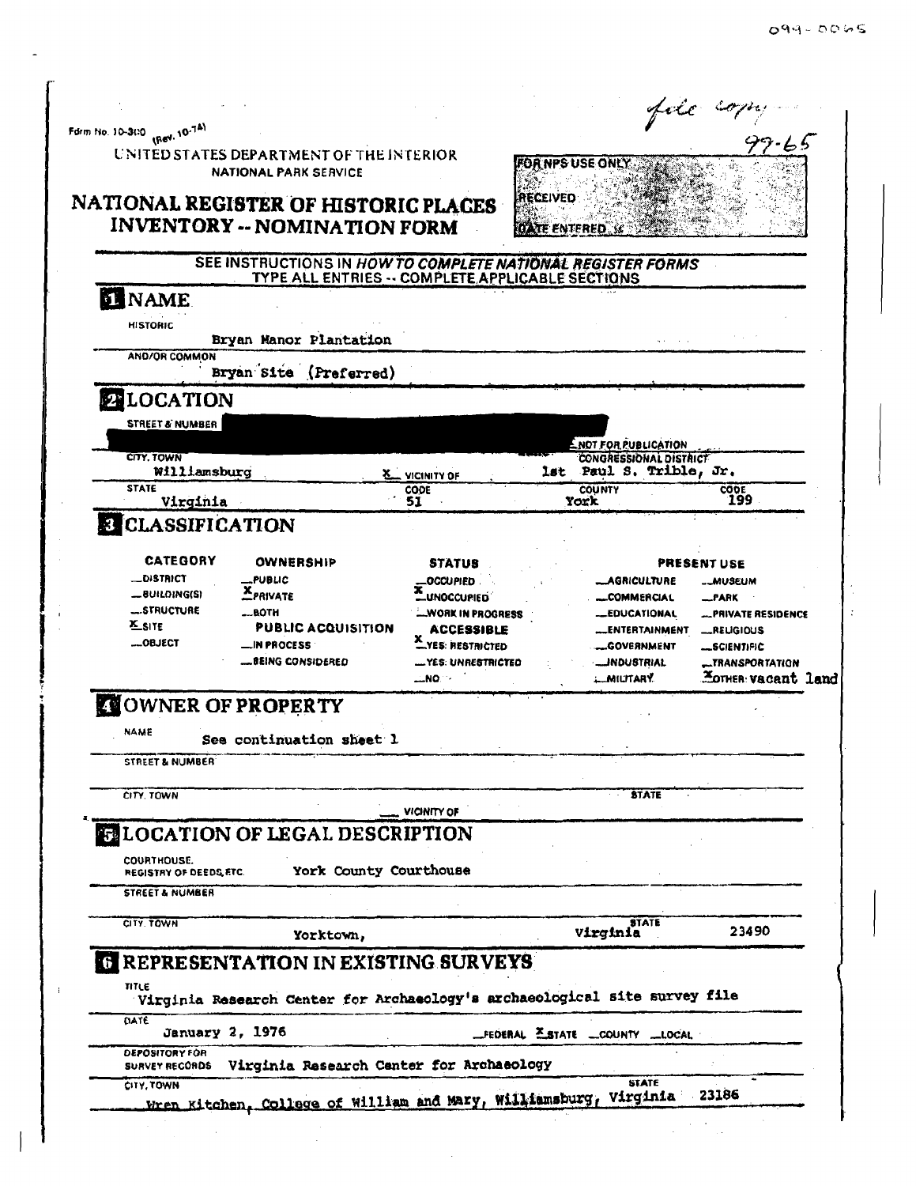099-0065

Form No. 10-300 (Rev. 10-74)

file copy
99-65

UNITED STATES DEPARTMENT OF THE INTERIOR
NATIONAL PARK SERVICE

# NATIONAL REGISTER OF HISTORIC PLACES INVENTORY -- NOMINATION FORM

FOR NPS USE ONLY
RECEIVED
DATE ENTERED

SEE INSTRUCTIONS IN *HOW TO COMPLETE NATIONAL REGISTER FORMS*
TYPE ALL ENTRIES -- COMPLETE APPLICABLE SECTIONS

## 1 NAME

HISTORIC
Bryan Manor Plantation

AND/OR COMMON
Bryan Site (Preferred)

## 2 LOCATION

STREET & NUMBER
[redacted]

_NOT FOR PUBLICATION

CITY, TOWN
Williamsburg    X VICINITY OF

CONGRESSIONAL DISTRICT
1st Paul S. Trible, Jr.

STATE
Virginia

CODE
51

COUNTY
York

CODE
199

## 3 CLASSIFICATION

| CATEGORY | OWNERSHIP | STATUS | PRESENT USE | |
|---|---|---|---|---|
| _DISTRICT | _PUBLIC | _OCCUPIED | _AGRICULTURE | _MUSEUM |
| _BUILDING(S) | X PRIVATE | X UNOCCUPIED | _COMMERCIAL | _PARK |
| _STRUCTURE | _BOTH | _WORK IN PROGRESS | _EDUCATIONAL | _PRIVATE RESIDENCE |
| X SITE | PUBLIC ACQUISITION | ACCESSIBLE | _ENTERTAINMENT | _RELIGIOUS |
| _OBJECT | _IN PROCESS | X YES: RESTRICTED | _GOVERNMENT | _SCIENTIFIC |
| | _BEING CONSIDERED | _YES: UNRESTRICTED | _INDUSTRIAL | _TRANSPORTATION |
| | | _NO | _MILITARY | X OTHER: vacant land |

## 4 OWNER OF PROPERTY

NAME
See continuation sheet 1

STREET & NUMBER

CITY, TOWN    ___ VICINITY OF    STATE

## 5 LOCATION OF LEGAL DESCRIPTION

COURTHOUSE, REGISTRY OF DEEDS, ETC.
York County Courthouse

STREET & NUMBER

CITY, TOWN
Yorktown,

STATE
Virginia 23490

## 6 REPRESENTATION IN EXISTING SURVEYS

TITLE
Virginia Research Center for Archaeology's archaeological site survey file

DATE
January 2, 1976    _FEDERAL X STATE _COUNTY _LOCAL

DEPOSITORY FOR SURVEY RECORDS
Virginia Research Center for Archaeology

CITY, TOWN
Wren Kitchen, College of William and Mary, Williamsburg,

STATE
Virginia 23186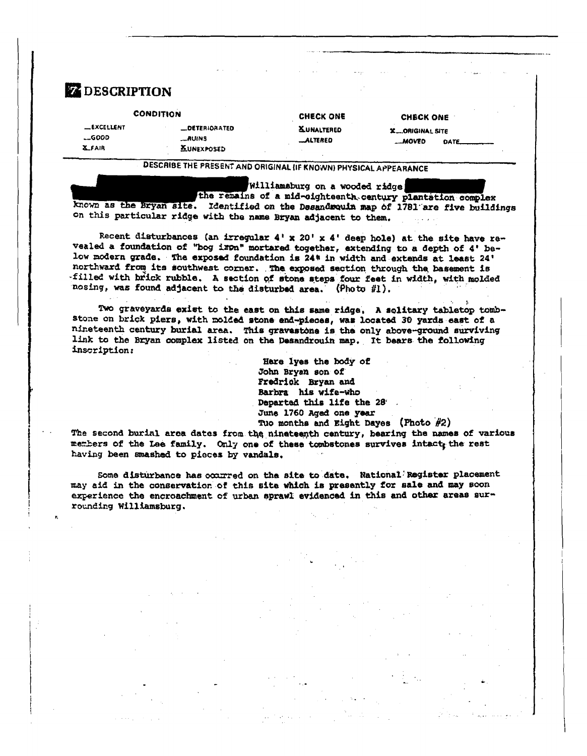## 7 DESCRIPTION

| CONDITION | | CHECK ONE | CHECK ONE |
|---|---|---|---|
| __EXCELLENT | __DETERIORATED | X UNALTERED | X ORIGINAL SITE |
| __GOOD | __RUINS | __ALTERED | __MOVED DATE______ |
| X FAIR | X UNEXPOSED | | |

DESCRIBE THE PRESENT AND ORIGINAL (IF KNOWN) PHYSICAL APPEARANCE

Williamsburg on a wooded ridge the remains of a mid-eighteenth century plantation complex known as the Bryan site. Identified on the Desandrouin map of 1781 are five buildings on this particular ridge with the name Bryan adjacent to them.

Recent disturbances (an irregular 4' x 20' x 4' deep hole) at the site have revealed a foundation of "bog iron" mortared together, extending to a depth of 4' below modern grade. The exposed foundation is 24" in width and extends at least 24' northward from its southwest corner. The exposed section through the basement is filled with brick rubble. A section of stone steps four feet in width, with molded nosing, was found adjacent to the disturbed area. (Photo #1).

Two graveyards exist to the east on this same ridge. A solitary tabletop tombstone on brick piers, with molded stone end-pieces, was located 30 yards east of a nineteenth century burial area. This gravestone is the only above-ground surviving link to the Bryan complex listed on the Desandrouin map. It bears the following inscription:

> Here lyes the body of
> John Bryan son of
> Fredrick Bryan and
> Barbra his wife-who
> Departed this life the 28
> June 1760 Aged one year
> Tuo months and Eight Dayes (Photo #2)

The second burial area dates from the nineteenth century, bearing the names of various members of the Lee family. Only one of these tombstones survives intact, the rest having been smashed to pieces by vandals.

Some disturbance has occurred on the site to date. National Register placement may aid in the conservation of this site which is presently for sale and may soon experience the encroachment of urban sprawl evidenced in this and other areas surrounding Williamsburg.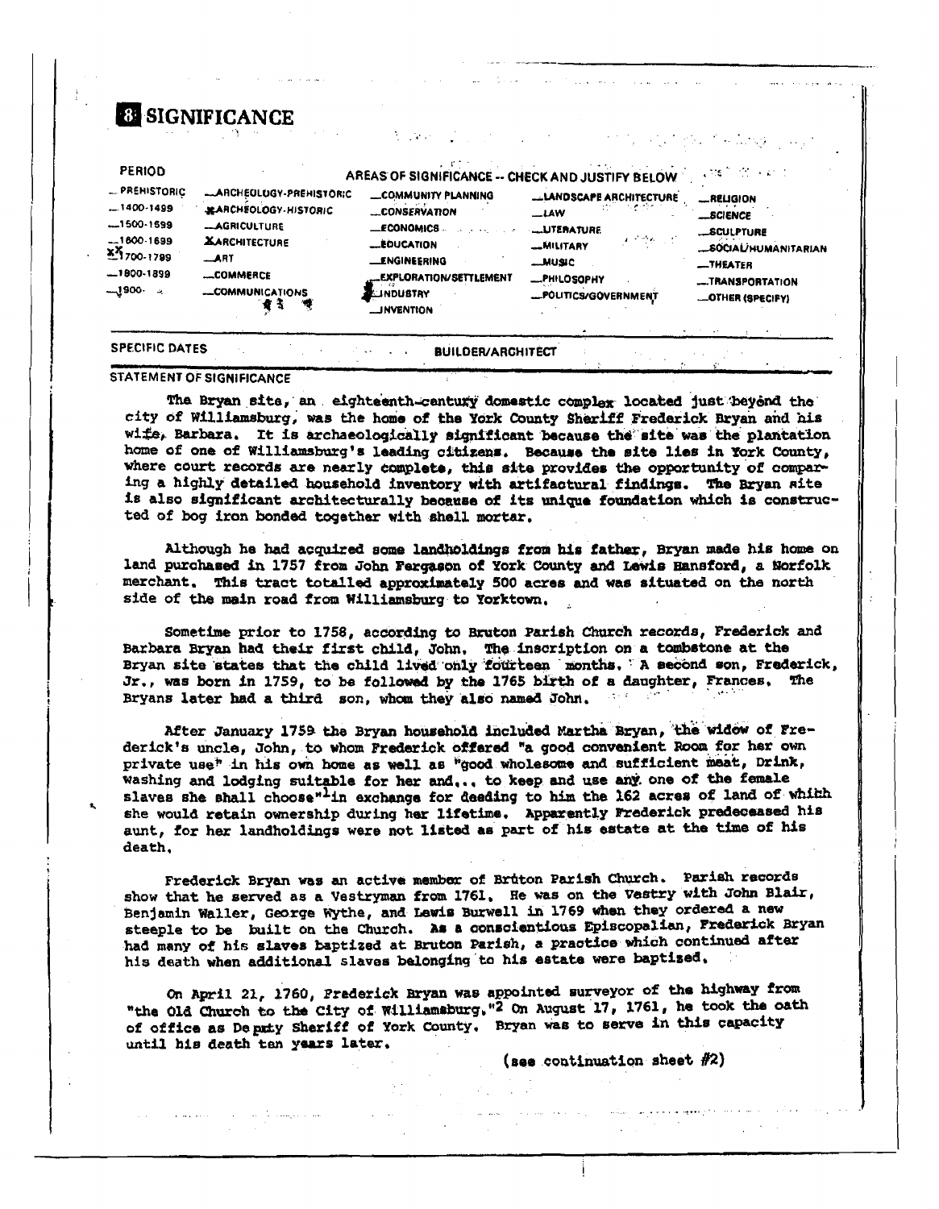# 8 SIGNIFICANCE

| PERIOD | AREAS OF SIGNIFICANCE -- CHECK AND JUSTIFY BELOW | | | |
|---|---|---|---|---|
| _PREHISTORIC | _ARCHEOLOGY-PREHISTORIC | _COMMUNITY PLANNING | _LANDSCAPE ARCHITECTURE | _RELIGION |
| _1400-1499 | X ARCHEOLOGY-HISTORIC | _CONSERVATION | _LAW | _SCIENCE |
| _1500-1599 | _AGRICULTURE | _ECONOMICS | _LITERATURE | _SCULPTURE |
| _1600-1699 | X ARCHITECTURE | _EDUCATION | _MILITARY | _SOCIAL/HUMANITARIAN |
| X 1700-1799 | _ART | _ENGINEERING | _MUSIC | _THEATER |
| _1800-1899 | _COMMERCE | _EXPLORATION/SETTLEMENT | _PHILOSOPHY | _TRANSPORTATION |
| _1900- | _COMMUNICATIONS | _INDUSTRY | _POLITICS/GOVERNMENT | _OTHER (SPECIFY) |
| | | _INVENTION | | |

SPECIFIC DATES BUILDER/ARCHITECT

STATEMENT OF SIGNIFICANCE

The Bryan site, an eighteenth-century domestic complex located just beyond the city of Williamsburg, was the home of the York County Sheriff Frederick Bryan and his wife, Barbara. It is archaeologically significant because the site was the plantation home of one of Williamsburg's leading citizens. Because the site lies in York County, where court records are nearly complete, this site provides the opportunity of comparing a highly detailed household inventory with artifactural findings. The Bryan site is also significant architecturally because of its unique foundation which is constructed of bog iron bonded together with shell mortar.

Although he had acquired some landholdings from his father, Bryan made his home on land purchased in 1757 from John Fergason of York County and Lewis Hansford, a Norfolk merchant. This tract totalled approximately 500 acres and was situated on the north side of the main road from Williamsburg to Yorktown.

Sometime prior to 1758, according to Bruton Parish Church records, Frederick and Barbara Bryan had their first child, John. The inscription on a tombstone at the Bryan site states that the child lived only fourteen months. A second son, Frederick, Jr., was born in 1759, to be followed by the 1765 birth of a daughter, Frances. The Bryans later had a third son, whom they also named John.

After January 1759 the Bryan household included Martha Bryan, the widow of Frederick's uncle, John, to whom Frederick offered "a good convenient Room for her own private use" in his own home as well as "good wholesome and sufficient meat, Drink, washing and lodging suitable for her and... to keep and use any one of the female slaves she shall choose"[1] in exchange for deeding to him the 162 acres of land of which she would retain ownership during her lifetime. Apparently Frederick predeceased his aunt, for her landholdings were not listed as part of his estate at the time of his death.

Frederick Bryan was an active member of Bruton Parish Church. Parish records show that he served as a Vestryman from 1761. He was on the Vestry with John Blair, Benjamin Waller, George Wythe, and Lewis Burwell in 1769 when they ordered a new steeple to be built on the Church. As a conscientious Episcopalian, Frederick Bryan had many of his slaves baptized at Bruton Parish, a practice which continued after his death when additional slaves belonging to his estate were baptized.

On April 21, 1760, Frederick Bryan was appointed surveyor of the highway from "the Old Church to the City of Williamsburg."[2] On August 17, 1761, he took the oath of office as Deputy Sheriff of York County. Bryan was to serve in this capacity until his death ten years later.

(see continuation sheet #2)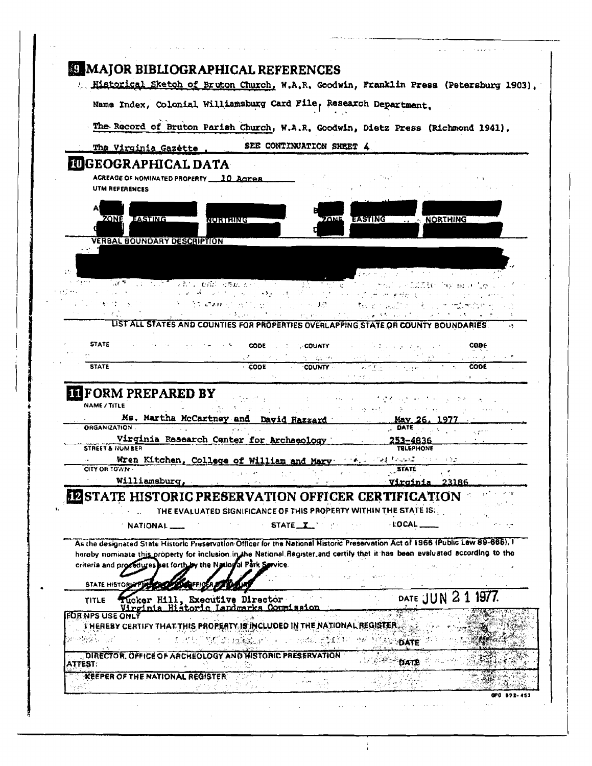## 9 MAJOR BIBLIOGRAPHICAL REFERENCES

Historical Sketch of Bruton Church, W.A.R. Goodwin, Franklin Press (Petersburg 1903).

Name Index, Colonial Williamsburg Card File, Research Department.

The Record of Bruton Parish Church, W.A.R. Goodwin, Dietz Press (Richmond 1941).

The Virginia Gazette , SEE CONTINUATION SHEET 4

## 10 GEOGRAPHICAL DATA

ACREAGE OF NOMINATED PROPERTY 10 Acres

UTM REFERENCES

| | ZONE | EASTING | NORTHING | | ZONE | EASTING | NORTHING |
|---|---|---|---|---|---|---|---|
| A | | | | B | | | |
| C | | | | D | | | |

VERBAL BOUNDARY DESCRIPTION

LIST ALL STATES AND COUNTIES FOR PROPERTIES OVERLAPPING STATE OR COUNTY BOUNDARIES

| STATE | CODE | COUNTY | CODE |
|---|---|---|---|
| STATE | CODE | COUNTY | CODE |

## 11 FORM PREPARED BY

NAME / TITLE
Ms. Martha McCartney and David Hazzard

ORGANIZATION
Virginia Research Center for Archaeology

DATE
May 26, 1977

STREET & NUMBER
Wren Kitchen, College of William and Mary

TELEPHONE
253-4836

CITY OR TOWN
Williamsburg,

STATE
Virginia 23186

## 12 STATE HISTORIC PRESERVATION OFFICER CERTIFICATION

THE EVALUATED SIGNIFICANCE OF THIS PROPERTY WITHIN THE STATE IS:

NATIONAL ___ STATE X LOCAL ___

As the designated State Historic Preservation Officer for the National Historic Preservation Act of 1966 (Public Law 89-665), I hereby nominate this property for inclusion in the National Register and certify that it has been evaluated according to the criteria and procedures set forth by the National Park Service.

STATE HISTORIC PRESERVATION OFFICER SIGNATURE

TITLE Tucker Hill, Executive Director
Virginia Historic Landmarks Commission

DATE JUN 21 1977

FOR NPS USE ONLY

I HEREBY CERTIFY THAT THIS PROPERTY IS INCLUDED IN THE NATIONAL REGISTER

DATE

DIRECTOR, OFFICE OF ARCHEOLOGY AND HISTORIC PRESERVATION

ATTEST: DATE

KEEPER OF THE NATIONAL REGISTER

GPO 892-453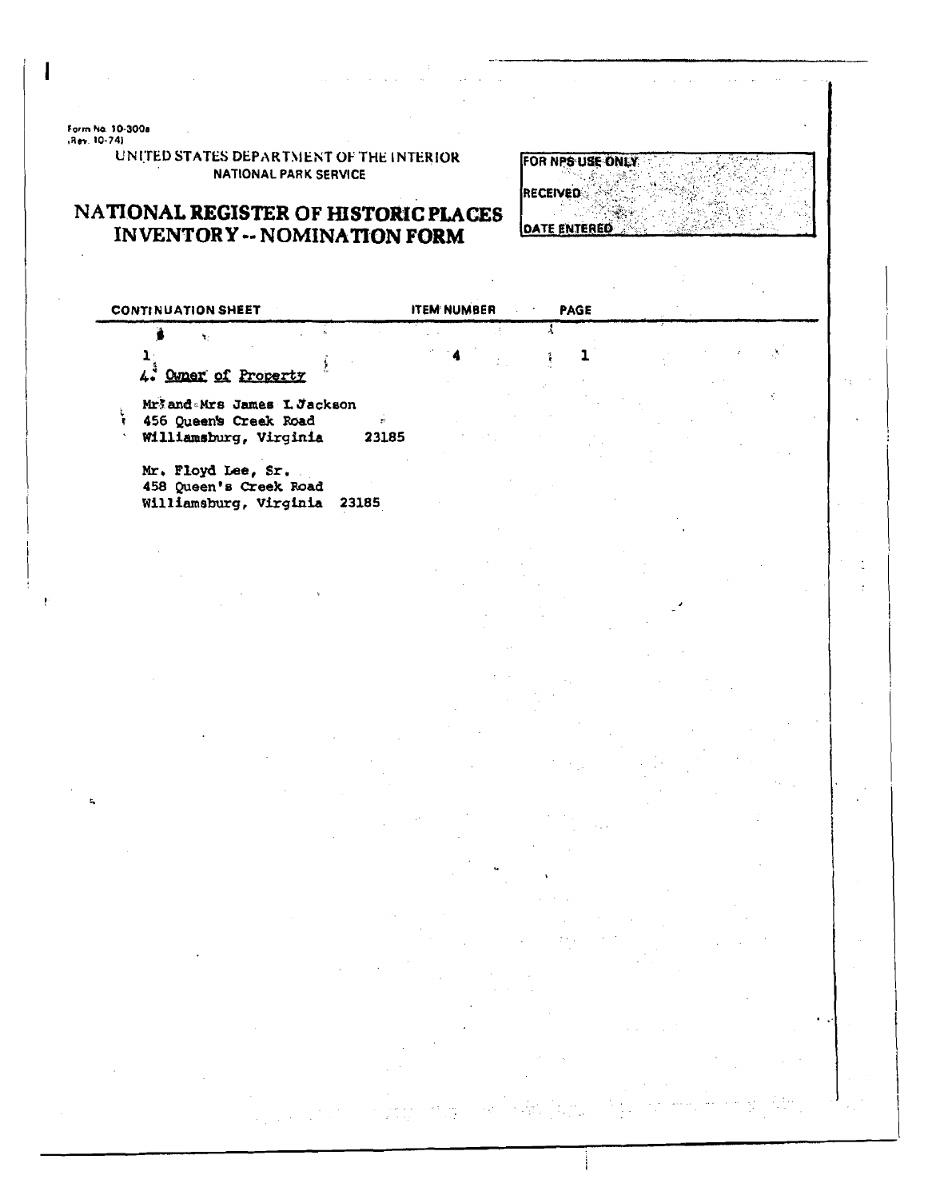Form No. 10-300a
(Rev. 10-74)

UNITED STATES DEPARTMENT OF THE INTERIOR
NATIONAL PARK SERVICE

# NATIONAL REGISTER OF HISTORIC PLACES INVENTORY -- NOMINATION FORM

| FOR NPS USE ONLY |
| --- |
| RECEIVED |
| DATE ENTERED |

| CONTINUATION SHEET | ITEM NUMBER | PAGE |
| --- | --- | --- |
| 1 | 4 | 1 |

4. Owner of Property

Mr. and Mrs James I. Jackson
456 Queen's Creek Road
Williamsburg, Virginia 23185

Mr. Floyd Lee, Sr.
458 Queen's Creek Road
Williamsburg, Virginia 23185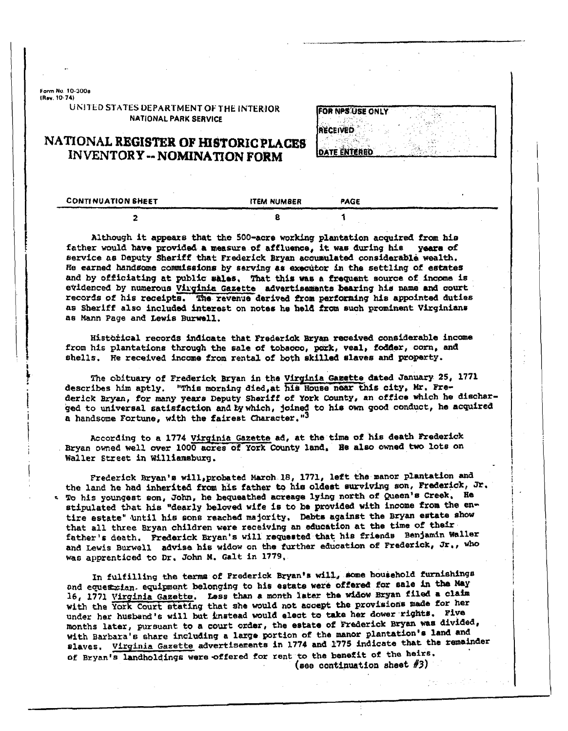Form No. 10-300a
(Rev. 10-74)

UNITED STATES DEPARTMENT OF THE INTERIOR
NATIONAL PARK SERVICE

# NATIONAL REGISTER OF HISTORIC PLACES INVENTORY -- NOMINATION FORM

| FOR NPS USE ONLY |
| --- |
| RECEIVED |
| DATE ENTERED |

| CONTINUATION SHEET | ITEM NUMBER | PAGE |
| --- | --- | --- |
| 2 | 8 | 1 |

Although it appears that the 500-acre working plantation acquired from his father would have provided a measure of affluence, it was during his years of service as Deputy Sheriff that Frederick Bryan accumulated considerable wealth. He earned handsome commissions by serving as executor in the settling of estates and by officiating at public sales. That this was a frequent source of income is evidenced by numerous Virginia Gazette advertisements bearing his name and court records of his receipts. The revenue derived from performing his appointed duties as Sheriff also included interest on notes he held from such prominent Virginians as Mann Page and Lewis Burwell.

Historical records indicate that Frederick Bryan received considerable income from his plantations through the sale of tobacco, pork, veal, fodder, corn, and shells. He received income from rental of both skilled slaves and property.

The obituary of Frederick Bryan in the Virginia Gazette dated January 25, 1771 describes him aptly. "This morning died, at his House near this city, Mr. Frederick Bryan, for many years Deputy Sheriff of York County, an office which he discharged to universal satisfaction and by which, joined to his own good conduct, he acquired a handsome Fortune, with the fairest Character."[3]

According to a 1774 Virginia Gazette ad, at the time of his death Frederick Bryan owned well over 1000 acres of York County land. He also owned two lots on Waller Street in Williamsburg.

Frederick Bryan's will, probated March 18, 1771, left the manor plantation and the land he had inherited from his father to his oldest surviving son, Frederick, Jr. To his youngest son, John, he bequeathed acreage lying north of Queen's Creek. He stipulated that his "dearly beloved wife is to be provided with income from the entire estate" until his sons reached majority. Debts against the Bryan estate show that all three Bryan children were receiving an education at the time of their father's death. Frederick Bryan's will requested that his friends Benjamin Waller and Lewis Burwell advise his widow on the further education of Frederick, Jr., who was apprenticed to Dr. John M. Galt in 1779.

In fulfilling the terms of Frederick Bryan's will, some household furnishings and equestrian equipment belonging to his estate were offered for sale in the May 16, 1771 Virginia Gazette. Less than a month later the widow Bryan filed a claim with the York Court stating that she would not accept the provisions made for her under her husband's will but instead would elect to take her dower rights. Five months later, pursuant to a court order, the estate of Frederick Bryan was divided, with Barbara's share including a large portion of the manor plantation's land and slaves. Virginia Gazette advertisements in 1774 and 1775 indicate that the remainder of Bryan's landholdings were offered for rent to the benefit of the heirs.

(see continuation sheet #3)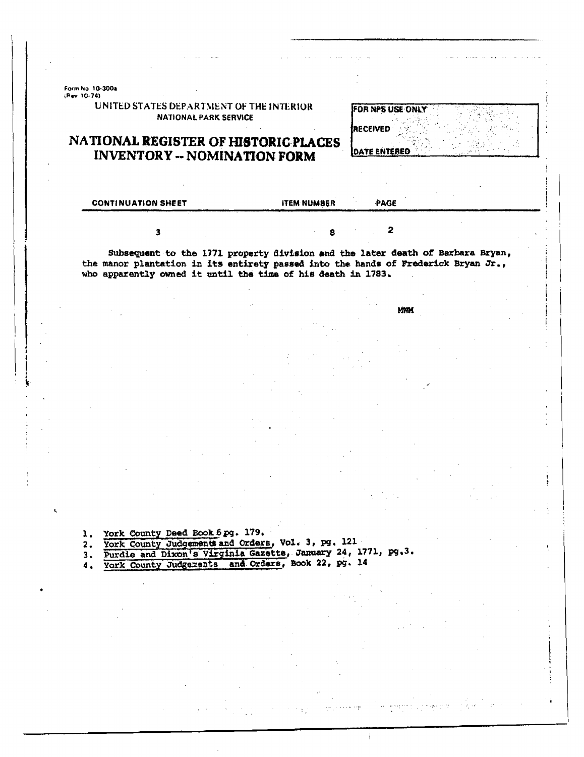Form No 10-300a
(Rev 10-74)

UNITED STATES DEPARTMENT OF THE INTERIOR
NATIONAL PARK SERVICE

# NATIONAL REGISTER OF HISTORIC PLACES INVENTORY -- NOMINATION FORM

| FOR NPS USE ONLY |
| --- |
| RECEIVED |
| DATE ENTERED |

| CONTINUATION SHEET | ITEM NUMBER | PAGE |
| --- | --- | --- |
| 3 | 8 | 2 |

Subsequent to the 1771 property division and the later death of Barbara Bryan, the manor plantation in its entirety passed into the hands of Frederick Bryan Jr., who apparently owned it until the time of his death in 1783.

MWM

1. York County Deed Book 6 pg. 179.
2. York County Judgements and Orders, Vol. 3, pg. 121
3. Purdie and Dixon's Virginia Gazette, January 24, 1771, pg.3.
4. York County Judgements and Orders, Book 22, pg. 14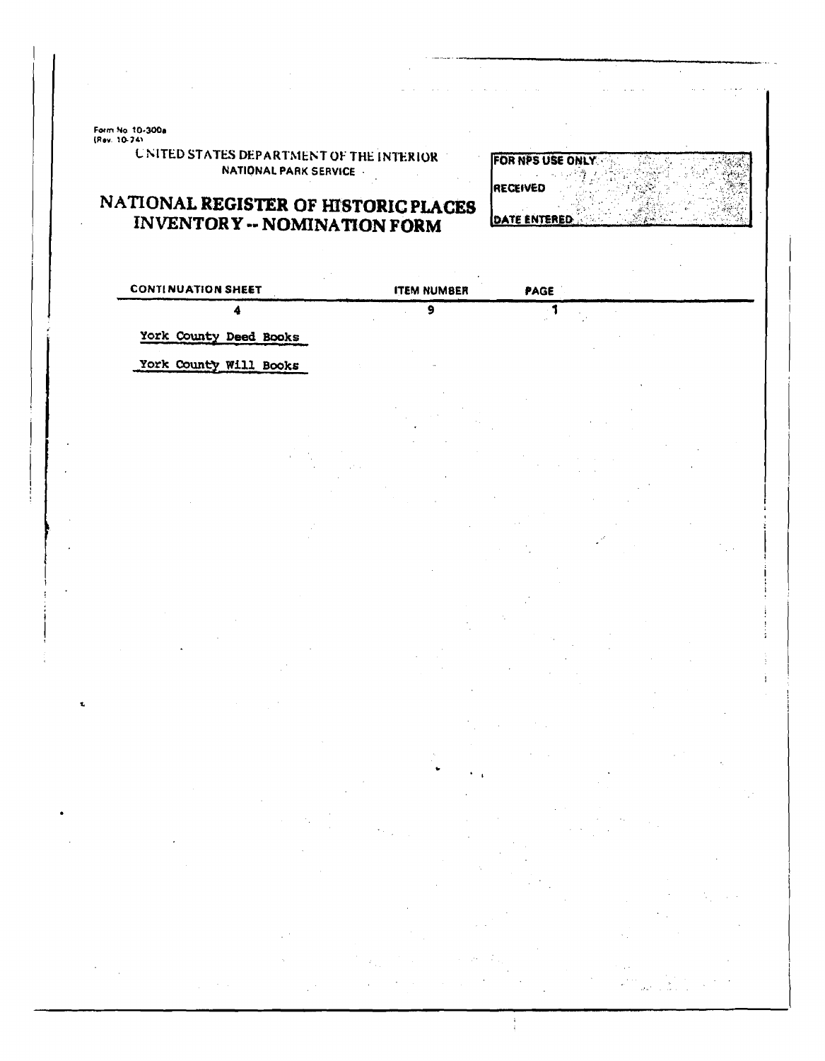Form No. 10-300a
(Rev. 10-74)

UNITED STATES DEPARTMENT OF THE INTERIOR
NATIONAL PARK SERVICE

# NATIONAL REGISTER OF HISTORIC PLACES INVENTORY -- NOMINATION FORM

| FOR NPS USE ONLY |
| --- |
| RECEIVED |
| DATE ENTERED |

| CONTINUATION SHEET | ITEM NUMBER | PAGE |
| --- | --- | --- |
| 4 | 9 | 1 |

York County Deed Books

York County Will Books